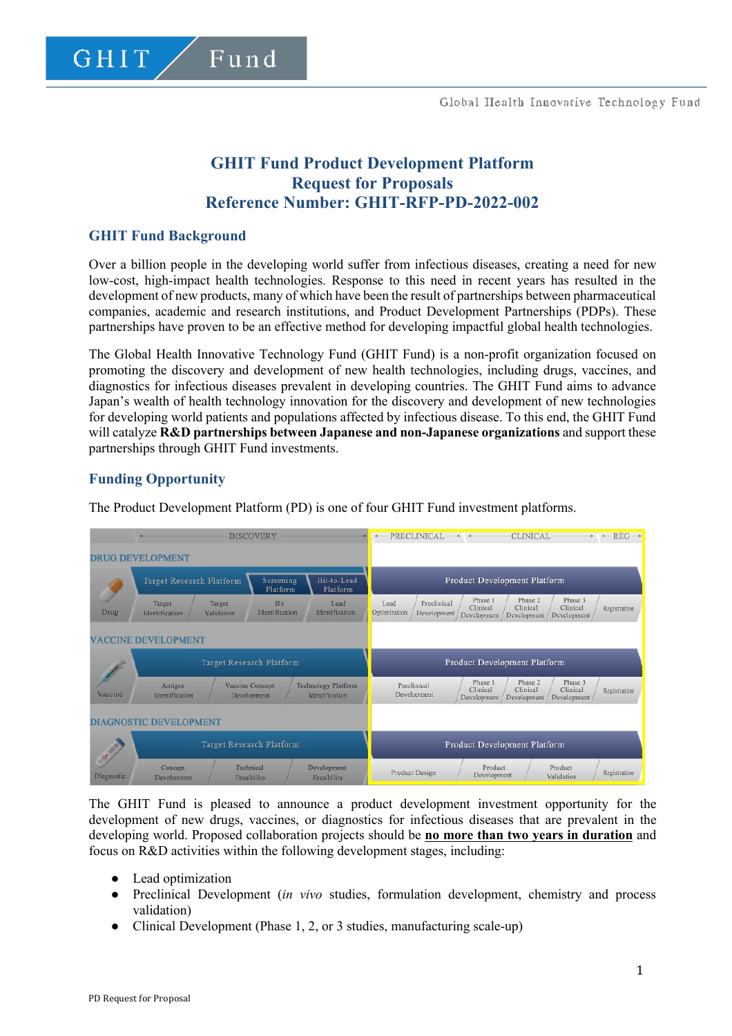# GHIT Fund Product Development Platform
# Request for Proposals
# Reference Number: GHIT-RFP-PD-2022-002

## GHIT Fund Background

Over a billion people in the developing world suffer from infectious diseases, creating a need for new low-cost, high-impact health technologies. Response to this need in recent years has resulted in the development of new products, many of which have been the result of partnerships between pharmaceutical companies, academic and research institutions, and Product Development Partnerships (PDPs). These partnerships have proven to be an effective method for developing impactful global health technologies.

The Global Health Innovative Technology Fund (GHIT Fund) is a non-profit organization focused on promoting the discovery and development of new health technologies, including drugs, vaccines, and diagnostics for infectious diseases prevalent in developing countries. The GHIT Fund aims to advance Japan's wealth of health technology innovation for the discovery and development of new technologies for developing world patients and populations affected by infectious disease. To this end, the GHIT Fund will catalyze **R&D partnerships between Japanese and non-Japanese organizations** and support these partnerships through GHIT Fund investments.

## Funding Opportunity

The Product Development Platform (PD) is one of four GHIT Fund investment platforms.

The GHIT Fund is pleased to announce a product development investment opportunity for the development of new drugs, vaccines, or diagnostics for infectious diseases that are prevalent in the developing world. Proposed collaboration projects should be **no more than two years in duration** and focus on R&D activities within the following development stages, including:

- Lead optimization
- Preclinical Development (*in vivo* studies, formulation development, chemistry and process validation)
- Clinical Development (Phase 1, 2, or 3 studies, manufacturing scale-up)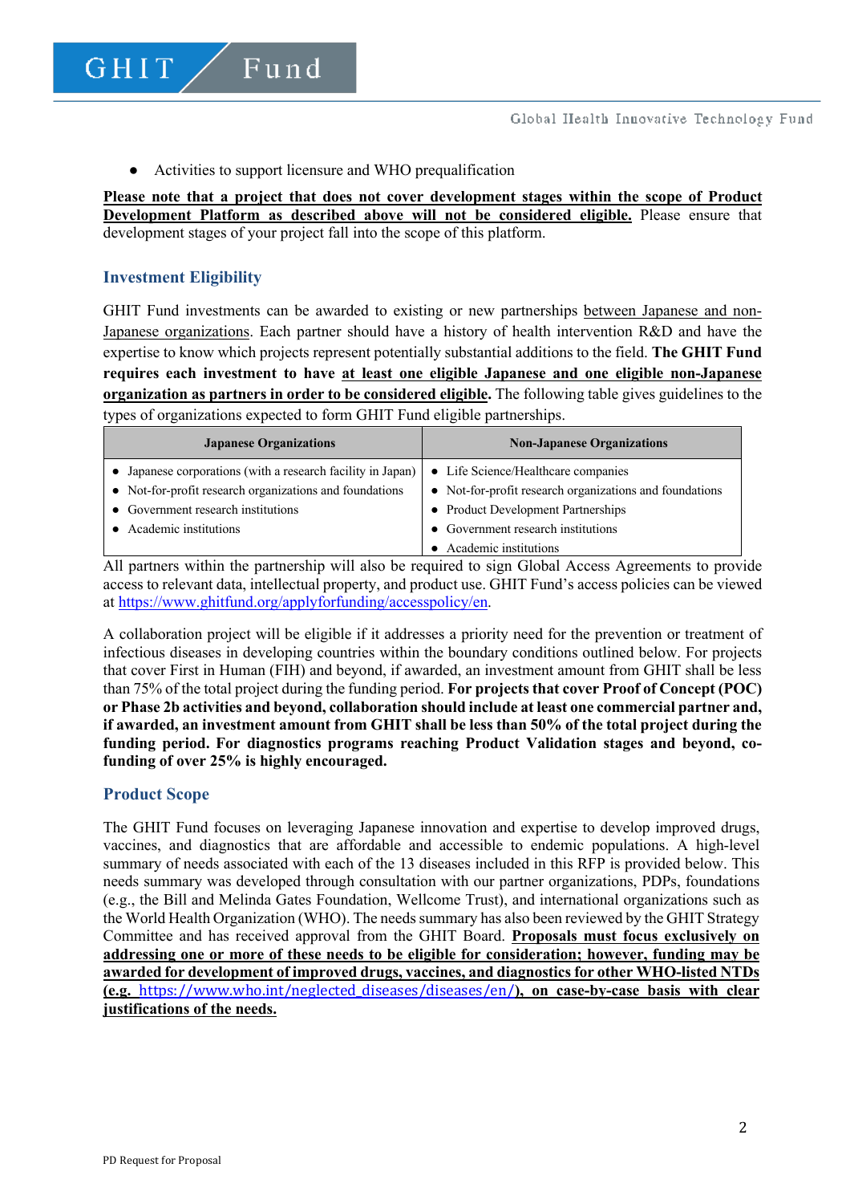- Activities to support licensure and WHO prequalification

**Please note that a project that does not cover development stages within the scope of Product Development Platform as described above will not be considered eligible.** Please ensure that development stages of your project fall into the scope of this platform.

## Investment Eligibility

GHIT Fund investments can be awarded to existing or new partnerships between Japanese and non-Japanese organizations. Each partner should have a history of health intervention R&D and have the expertise to know which projects represent potentially substantial additions to the field. **The GHIT Fund requires each investment to have at least one eligible Japanese and one eligible non-Japanese organization as partners in order to be considered eligible.** The following table gives guidelines to the types of organizations expected to form GHIT Fund eligible partnerships.

| Japanese Organizations | Non-Japanese Organizations |
|---|---|
| • Japanese corporations (with a research facility in Japan)<br>• Not-for-profit research organizations and foundations<br>• Government research institutions<br>• Academic institutions | • Life Science/Healthcare companies<br>• Not-for-profit research organizations and foundations<br>• Product Development Partnerships<br>• Government research institutions<br>• Academic institutions |

All partners within the partnership will also be required to sign Global Access Agreements to provide access to relevant data, intellectual property, and product use. GHIT Fund's access policies can be viewed at https://www.ghitfund.org/applyforfunding/accesspolicy/en.

A collaboration project will be eligible if it addresses a priority need for the prevention or treatment of infectious diseases in developing countries within the boundary conditions outlined below. For projects that cover First in Human (FIH) and beyond, if awarded, an investment amount from GHIT shall be less than 75% of the total project during the funding period. **For projects that cover Proof of Concept (POC) or Phase 2b activities and beyond, collaboration should include at least one commercial partner and, if awarded, an investment amount from GHIT shall be less than 50% of the total project during the funding period. For diagnostics programs reaching Product Validation stages and beyond, co-funding of over 25% is highly encouraged.**

## Product Scope

The GHIT Fund focuses on leveraging Japanese innovation and expertise to develop improved drugs, vaccines, and diagnostics that are affordable and accessible to endemic populations. A high-level summary of needs associated with each of the 13 diseases included in this RFP is provided below. This needs summary was developed through consultation with our partner organizations, PDPs, foundations (e.g., the Bill and Melinda Gates Foundation, Wellcome Trust), and international organizations such as the World Health Organization (WHO). The needs summary has also been reviewed by the GHIT Strategy Committee and has received approval from the GHIT Board. **Proposals must focus exclusively on addressing one or more of these needs to be eligible for consideration; however, funding may be awarded for development of improved drugs, vaccines, and diagnostics for other WHO-listed NTDs (e.g. https://www.who.int/neglected_diseases/diseases/en/), on case-by-case basis with clear justifications of the needs.**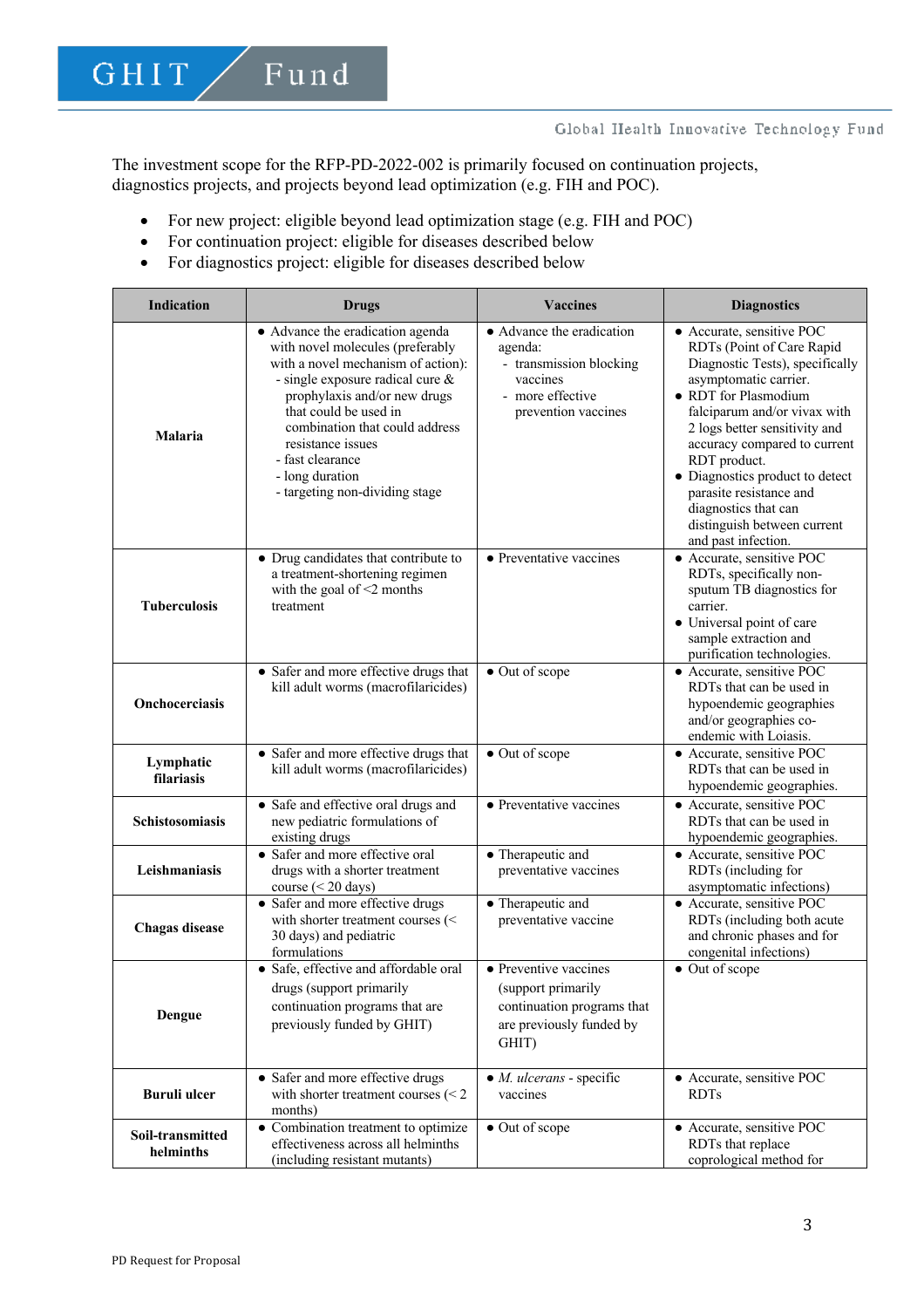The investment scope for the RFP-PD-2022-002 is primarily focused on continuation projects, diagnostics projects, and projects beyond lead optimization (e.g. FIH and POC).

- For new project: eligible beyond lead optimization stage (e.g. FIH and POC)
- For continuation project: eligible for diseases described below
- For diagnostics project: eligible for diseases described below

| Indication | Drugs | Vaccines | Diagnostics |
|---|---|---|---|
| **Malaria** | • Advance the eradication agenda with novel molecules (preferably with a novel mechanism of action):<br>- single exposure radical cure & prophylaxis and/or new drugs that could be used in combination that could address resistance issues<br>- fast clearance<br>- long duration<br>- targeting non-dividing stage | • Advance the eradication agenda:<br>- transmission blocking vaccines<br>- more effective prevention vaccines | • Accurate, sensitive POC RDTs (Point of Care Rapid Diagnostic Tests), specifically asymptomatic carrier.<br>• RDT for Plasmodium falciparum and/or vivax with 2 logs better sensitivity and accuracy compared to current RDT product.<br>• Diagnostics product to detect parasite resistance and diagnostics that can distinguish between current and past infection. |
| **Tuberculosis** | • Drug candidates that contribute to a treatment-shortening regimen with the goal of <2 months treatment | • Preventative vaccines | • Accurate, sensitive POC RDTs, specifically non-sputum TB diagnostics for carrier.<br>• Universal point of care sample extraction and purification technologies. |
| **Onchocerciasis** | • Safer and more effective drugs that kill adult worms (macrofilaricides) | • Out of scope | • Accurate, sensitive POC RDTs that can be used in hypoendemic geographies and/or geographies co-endemic with Loiasis. |
| **Lymphatic filariasis** | • Safer and more effective drugs that kill adult worms (macrofilaricides) | • Out of scope | • Accurate, sensitive POC RDTs that can be used in hypoendemic geographies. |
| **Schistosomiasis** | • Safe and effective oral drugs and new pediatric formulations of existing drugs | • Preventative vaccines | • Accurate, sensitive POC RDTs that can be used in hypoendemic geographies. |
| **Leishmaniasis** | • Safer and more effective oral drugs with a shorter treatment course (< 20 days) | • Therapeutic and preventative vaccines | • Accurate, sensitive POC RDTs (including for asymptomatic infections) |
| **Chagas disease** | • Safer and more effective drugs with shorter treatment courses (< 30 days) and pediatric formulations | • Therapeutic and preventative vaccine | • Accurate, sensitive POC RDTs (including both acute and chronic phases and for congenital infections) |
| **Dengue** | • Safe, effective and affordable oral drugs (support primarily continuation programs that are previously funded by GHIT) | • Preventive vaccines (support primarily continuation programs that are previously funded by GHIT) | • Out of scope |
| **Buruli ulcer** | • Safer and more effective drugs with shorter treatment courses (< 2 months) | • *M. ulcerans* - specific vaccines | • Accurate, sensitive POC RDTs |
| **Soil-transmitted helminths** | • Combination treatment to optimize effectiveness across all helminths (including resistant mutants) | • Out of scope | • Accurate, sensitive POC RDTs that replace coprological method for |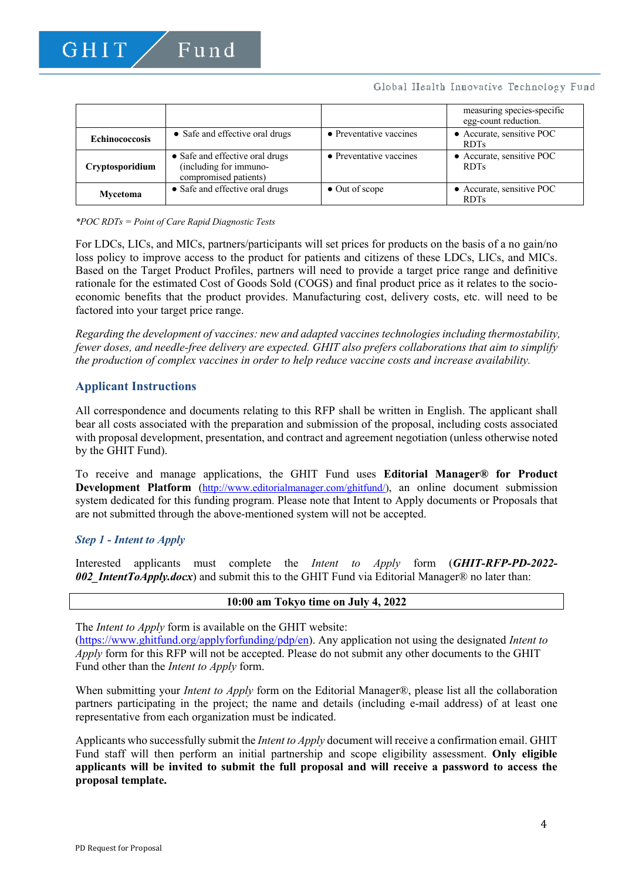| | | | |
|---|---|---|---|
| | | | measuring species-specific egg-count reduction. |
| **Echinococcosis** | • Safe and effective oral drugs | • Preventative vaccines | • Accurate, sensitive POC RDTs |
| **Cryptosporidium** | • Safe and effective oral drugs (including for immuno-compromised patients) | • Preventative vaccines | • Accurate, sensitive POC RDTs |
| **Mycetoma** | • Safe and effective oral drugs | • Out of scope | • Accurate, sensitive POC RDTs |

*\*POC RDTs = Point of Care Rapid Diagnostic Tests*

For LDCs, LICs, and MICs, partners/participants will set prices for products on the basis of a no gain/no loss policy to improve access to the product for patients and citizens of these LDCs, LICs, and MICs. Based on the Target Product Profiles, partners will need to provide a target price range and definitive rationale for the estimated Cost of Goods Sold (COGS) and final product price as it relates to the socio-economic benefits that the product provides. Manufacturing cost, delivery costs, etc. will need to be factored into your target price range.

*Regarding the development of vaccines: new and adapted vaccines technologies including thermostability, fewer doses, and needle-free delivery are expected. GHIT also prefers collaborations that aim to simplify the production of complex vaccines in order to help reduce vaccine costs and increase availability.*

## Applicant Instructions

All correspondence and documents relating to this RFP shall be written in English. The applicant shall bear all costs associated with the preparation and submission of the proposal, including costs associated with proposal development, presentation, and contract and agreement negotiation (unless otherwise noted by the GHIT Fund).

To receive and manage applications, the GHIT Fund uses **Editorial Manager® for Product Development Platform** (http://www.editorialmanager.com/ghitfund/), an online document submission system dedicated for this funding program. Please note that Intent to Apply documents or Proposals that are not submitted through the above-mentioned system will not be accepted.

### *Step 1 - Intent to Apply*

Interested applicants must complete the *Intent to Apply* form (***GHIT-RFP-PD-2022-002_IntentToApply.docx***) and submit this to the GHIT Fund via Editorial Manager® no later than:

| **10:00 am Tokyo time on July 4, 2022** |
|---|

The *Intent to Apply* form is available on the GHIT website: (https://www.ghitfund.org/applyforfunding/pdp/en). Any application not using the designated *Intent to Apply* form for this RFP will not be accepted. Please do not submit any other documents to the GHIT Fund other than the *Intent to Apply* form.

When submitting your *Intent to Apply* form on the Editorial Manager®, please list all the collaboration partners participating in the project; the name and details (including e-mail address) of at least one representative from each organization must be indicated.

Applicants who successfully submit the *Intent to Apply* document will receive a confirmation email. GHIT Fund staff will then perform an initial partnership and scope eligibility assessment. **Only eligible applicants will be invited to submit the full proposal and will receive a password to access the proposal template.**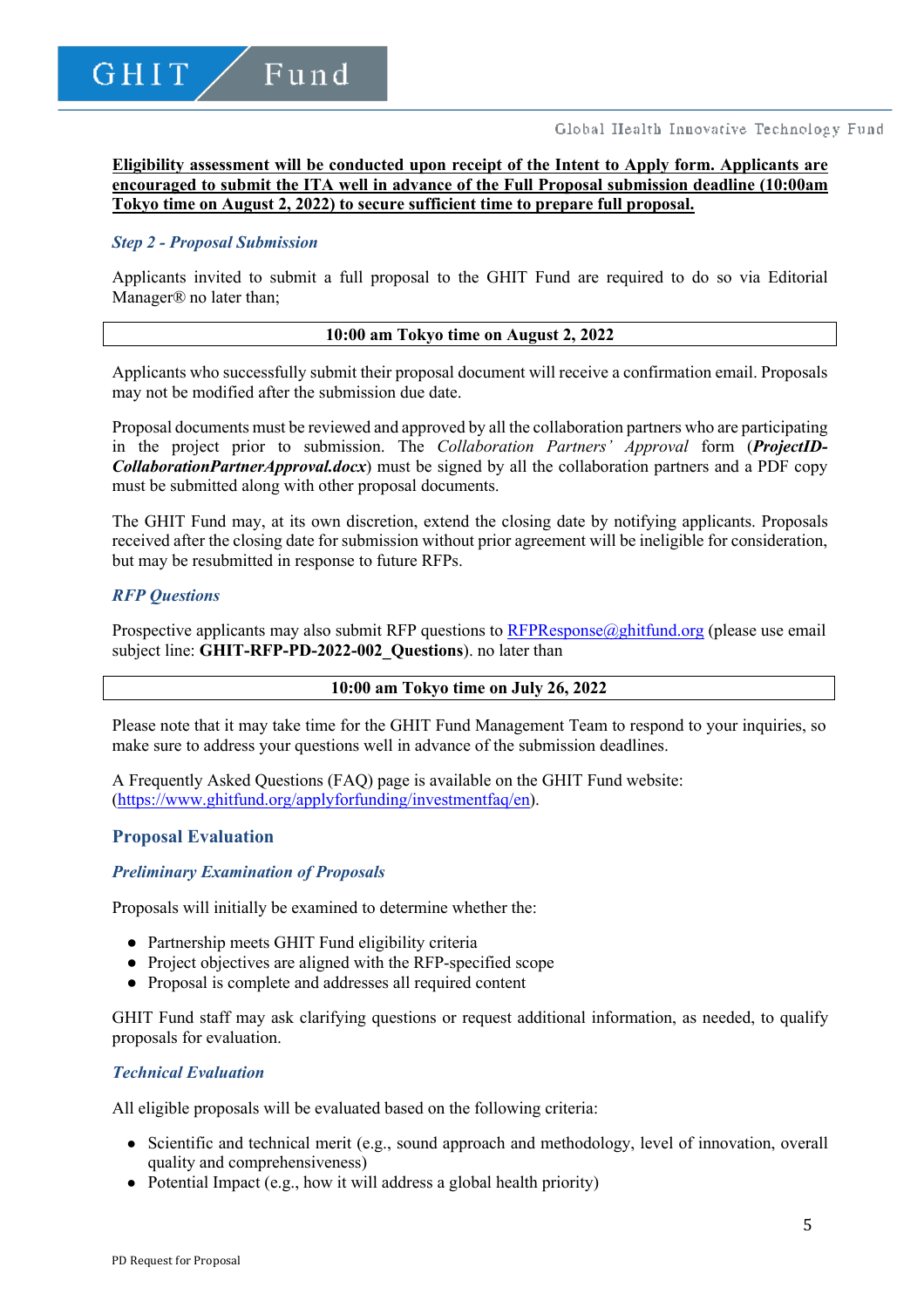**<u>Eligibility assessment will be conducted upon receipt of the Intent to Apply form. Applicants are encouraged to submit the ITA well in advance of the Full Proposal submission deadline (10:00am Tokyo time on August 2, 2022) to secure sufficient time to prepare full proposal.</u>**

### *Step 2 - Proposal Submission*

Applicants invited to submit a full proposal to the GHIT Fund are required to do so via Editorial Manager® no later than;

| 10:00 am Tokyo time on August 2, 2022 |
|---|

Applicants who successfully submit their proposal document will receive a confirmation email. Proposals may not be modified after the submission due date.

Proposal documents must be reviewed and approved by all the collaboration partners who are participating in the project prior to submission. The *Collaboration Partners' Approval* form (***ProjectID-CollaborationPartnerApproval.docx***) must be signed by all the collaboration partners and a PDF copy must be submitted along with other proposal documents.

The GHIT Fund may, at its own discretion, extend the closing date by notifying applicants. Proposals received after the closing date for submission without prior agreement will be ineligible for consideration, but may be resubmitted in response to future RFPs.

### *RFP Questions*

Prospective applicants may also submit RFP questions to RFPResponse@ghitfund.org (please use email subject line: **GHIT-RFP-PD-2022-002_Questions**). no later than

| 10:00 am Tokyo time on July 26, 2022 |
|---|

Please note that it may take time for the GHIT Fund Management Team to respond to your inquiries, so make sure to address your questions well in advance of the submission deadlines.

A Frequently Asked Questions (FAQ) page is available on the GHIT Fund website: (https://www.ghitfund.org/applyforfunding/investmentfaq/en).

## Proposal Evaluation

### *Preliminary Examination of Proposals*

Proposals will initially be examined to determine whether the:

- Partnership meets GHIT Fund eligibility criteria
- Project objectives are aligned with the RFP-specified scope
- Proposal is complete and addresses all required content

GHIT Fund staff may ask clarifying questions or request additional information, as needed, to qualify proposals for evaluation.

### *Technical Evaluation*

All eligible proposals will be evaluated based on the following criteria:

- Scientific and technical merit (e.g., sound approach and methodology, level of innovation, overall quality and comprehensiveness)
- Potential Impact (e.g., how it will address a global health priority)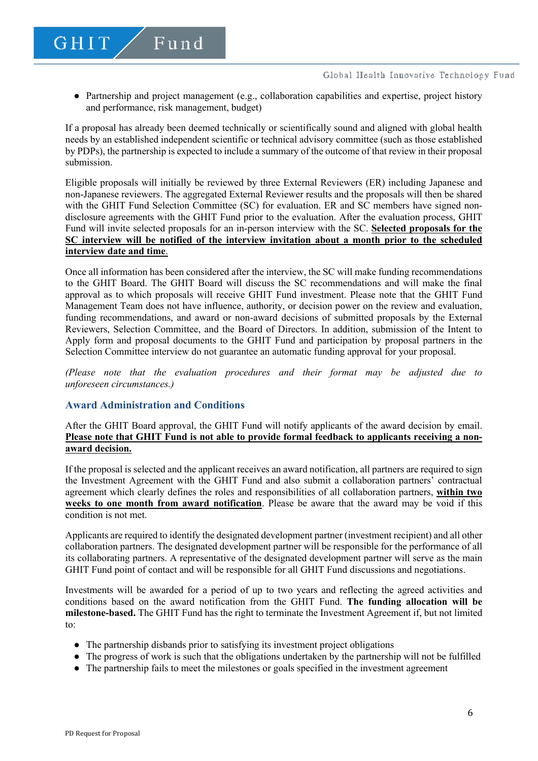- Partnership and project management (e.g., collaboration capabilities and expertise, project history and performance, risk management, budget)

If a proposal has already been deemed technically or scientifically sound and aligned with global health needs by an established independent scientific or technical advisory committee (such as those established by PDPs), the partnership is expected to include a summary of the outcome of that review in their proposal submission.

Eligible proposals will initially be reviewed by three External Reviewers (ER) including Japanese and non-Japanese reviewers. The aggregated External Reviewer results and the proposals will then be shared with the GHIT Fund Selection Committee (SC) for evaluation. ER and SC members have signed non-disclosure agreements with the GHIT Fund prior to the evaluation. After the evaluation process, GHIT Fund will invite selected proposals for an in-person interview with the SC. **Selected proposals for the SC interview will be notified of the interview invitation about a month prior to the scheduled interview date and time**.

Once all information has been considered after the interview, the SC will make funding recommendations to the GHIT Board. The GHIT Board will discuss the SC recommendations and will make the final approval as to which proposals will receive GHIT Fund investment. Please note that the GHIT Fund Management Team does not have influence, authority, or decision power on the review and evaluation, funding recommendations, and award or non-award decisions of submitted proposals by the External Reviewers, Selection Committee, and the Board of Directors. In addition, submission of the Intent to Apply form and proposal documents to the GHIT Fund and participation by proposal partners in the Selection Committee interview do not guarantee an automatic funding approval for your proposal.

*(Please note that the evaluation procedures and their format may be adjusted due to unforeseen circumstances.)*

## Award Administration and Conditions

After the GHIT Board approval, the GHIT Fund will notify applicants of the award decision by email. **Please note that GHIT Fund is not able to provide formal feedback to applicants receiving a non-award decision.**

If the proposal is selected and the applicant receives an award notification, all partners are required to sign the Investment Agreement with the GHIT Fund and also submit a collaboration partners' contractual agreement which clearly defines the roles and responsibilities of all collaboration partners, **within two weeks to one month from award notification**. Please be aware that the award may be void if this condition is not met.

Applicants are required to identify the designated development partner (investment recipient) and all other collaboration partners. The designated development partner will be responsible for the performance of all its collaborating partners. A representative of the designated development partner will serve as the main GHIT Fund point of contact and will be responsible for all GHIT Fund discussions and negotiations.

Investments will be awarded for a period of up to two years and reflecting the agreed activities and conditions based on the award notification from the GHIT Fund. **The funding allocation will be milestone-based.** The GHIT Fund has the right to terminate the Investment Agreement if, but not limited to:

- The partnership disbands prior to satisfying its investment project obligations
- The progress of work is such that the obligations undertaken by the partnership will not be fulfilled
- The partnership fails to meet the milestones or goals specified in the investment agreement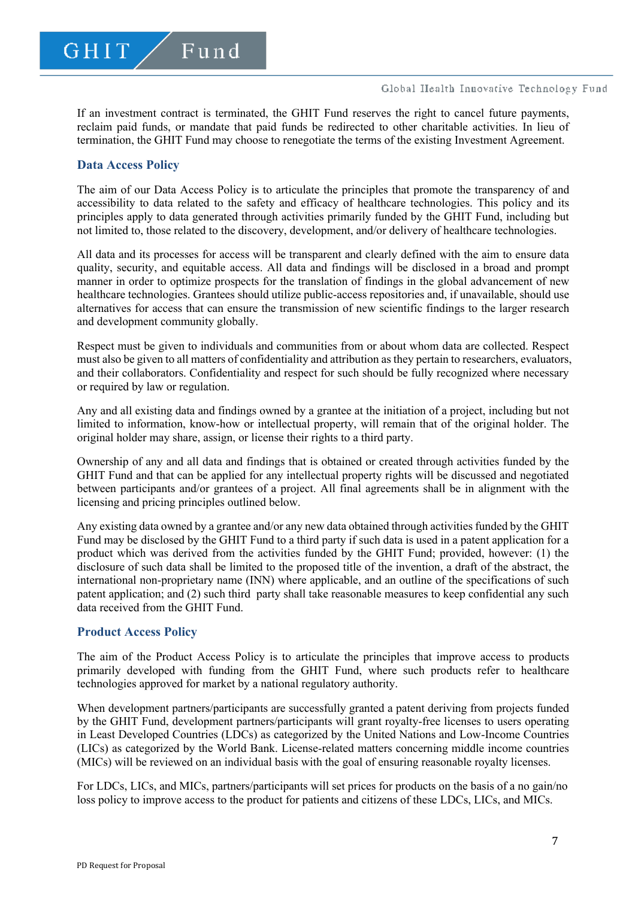If an investment contract is terminated, the GHIT Fund reserves the right to cancel future payments, reclaim paid funds, or mandate that paid funds be redirected to other charitable activities. In lieu of termination, the GHIT Fund may choose to renegotiate the terms of the existing Investment Agreement.

## Data Access Policy

The aim of our Data Access Policy is to articulate the principles that promote the transparency of and accessibility to data related to the safety and efficacy of healthcare technologies. This policy and its principles apply to data generated through activities primarily funded by the GHIT Fund, including but not limited to, those related to the discovery, development, and/or delivery of healthcare technologies.

All data and its processes for access will be transparent and clearly defined with the aim to ensure data quality, security, and equitable access. All data and findings will be disclosed in a broad and prompt manner in order to optimize prospects for the translation of findings in the global advancement of new healthcare technologies. Grantees should utilize public-access repositories and, if unavailable, should use alternatives for access that can ensure the transmission of new scientific findings to the larger research and development community globally.

Respect must be given to individuals and communities from or about whom data are collected. Respect must also be given to all matters of confidentiality and attribution as they pertain to researchers, evaluators, and their collaborators. Confidentiality and respect for such should be fully recognized where necessary or required by law or regulation.

Any and all existing data and findings owned by a grantee at the initiation of a project, including but not limited to information, know-how or intellectual property, will remain that of the original holder. The original holder may share, assign, or license their rights to a third party.

Ownership of any and all data and findings that is obtained or created through activities funded by the GHIT Fund and that can be applied for any intellectual property rights will be discussed and negotiated between participants and/or grantees of a project. All final agreements shall be in alignment with the licensing and pricing principles outlined below.

Any existing data owned by a grantee and/or any new data obtained through activities funded by the GHIT Fund may be disclosed by the GHIT Fund to a third party if such data is used in a patent application for a product which was derived from the activities funded by the GHIT Fund; provided, however: (1) the disclosure of such data shall be limited to the proposed title of the invention, a draft of the abstract, the international non-proprietary name (INN) where applicable, and an outline of the specifications of such patent application; and (2) such third party shall take reasonable measures to keep confidential any such data received from the GHIT Fund.

## Product Access Policy

The aim of the Product Access Policy is to articulate the principles that improve access to products primarily developed with funding from the GHIT Fund, where such products refer to healthcare technologies approved for market by a national regulatory authority.

When development partners/participants are successfully granted a patent deriving from projects funded by the GHIT Fund, development partners/participants will grant royalty-free licenses to users operating in Least Developed Countries (LDCs) as categorized by the United Nations and Low-Income Countries (LICs) as categorized by the World Bank. License-related matters concerning middle income countries (MICs) will be reviewed on an individual basis with the goal of ensuring reasonable royalty licenses.

For LDCs, LICs, and MICs, partners/participants will set prices for products on the basis of a no gain/no loss policy to improve access to the product for patients and citizens of these LDCs, LICs, and MICs.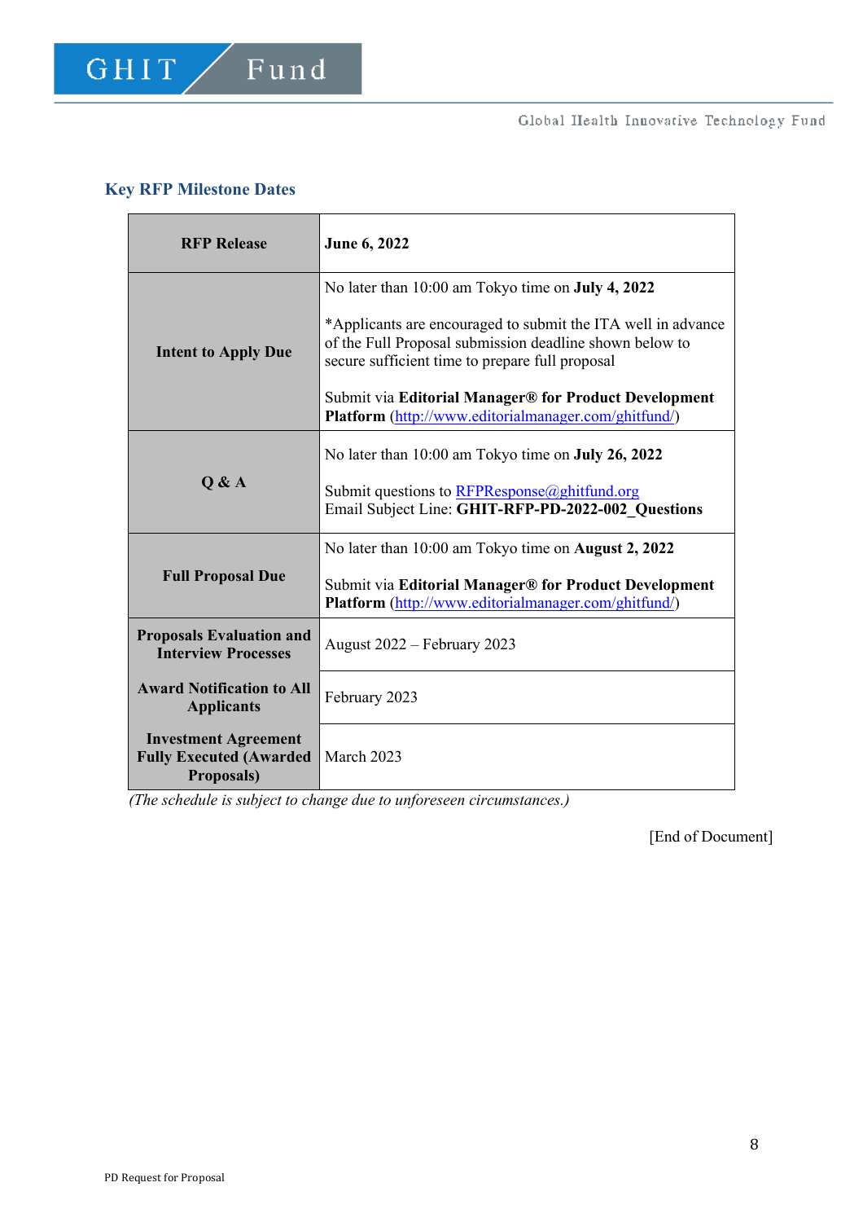## Key RFP Milestone Dates

| | |
|---|---|
| **RFP Release** | **June 6, 2022** |
| **Intent to Apply Due** | No later than 10:00 am Tokyo time on **July 4, 2022**<br><br>*Applicants are encouraged to submit the ITA well in advance of the Full Proposal submission deadline shown below to secure sufficient time to prepare full proposal<br><br>Submit via **Editorial Manager® for Product Development Platform** (http://www.editorialmanager.com/ghitfund/) |
| **Q & A** | No later than 10:00 am Tokyo time on **July 26, 2022**<br><br>Submit questions to RFPResponse@ghitfund.org<br>Email Subject Line: **GHIT-RFP-PD-2022-002_Questions** |
| **Full Proposal Due** | No later than 10:00 am Tokyo time on **August 2, 2022**<br><br>Submit via **Editorial Manager® for Product Development Platform** (http://www.editorialmanager.com/ghitfund/) |
| **Proposals Evaluation and Interview Processes** | August 2022 – February 2023 |
| **Award Notification to All Applicants** | February 2023 |
| **Investment Agreement Fully Executed (Awarded Proposals)** | March 2023 |

*(The schedule is subject to change due to unforeseen circumstances.)*

[End of Document]